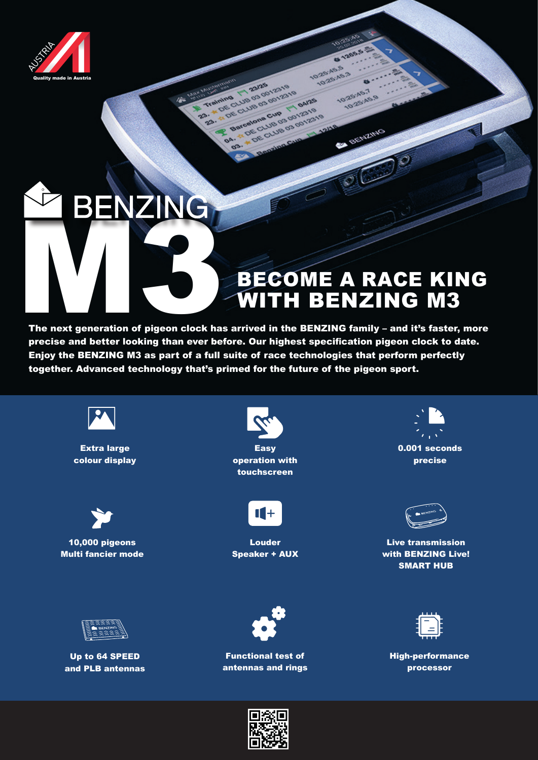AUSTRIA
Quality made in Austria

# BENZING M3

## BECOME A RACE KING WITH BENZING M3

**The next generation of pigeon clock has arrived in the BENZING family – and it's faster, more precise and better looking than ever before. Our highest specification pigeon clock to date. Enjoy the BENZING M3 as part of a full suite of race technologies that perform perfectly together. Advanced technology that's primed for the future of the pigeon sport.**

- **Extra large colour display**
- **Easy operation with touchscreen**
- **0.001 seconds precise**
- **10,000 pigeons Multi fancier mode**
- **Louder Speaker + AUX**
- **Live transmission with BENZING Live! SMART HUB**
- **Up to 64 SPEED and PLB antennas**
- **Functional test of antennas and rings**
- **High-performance processor**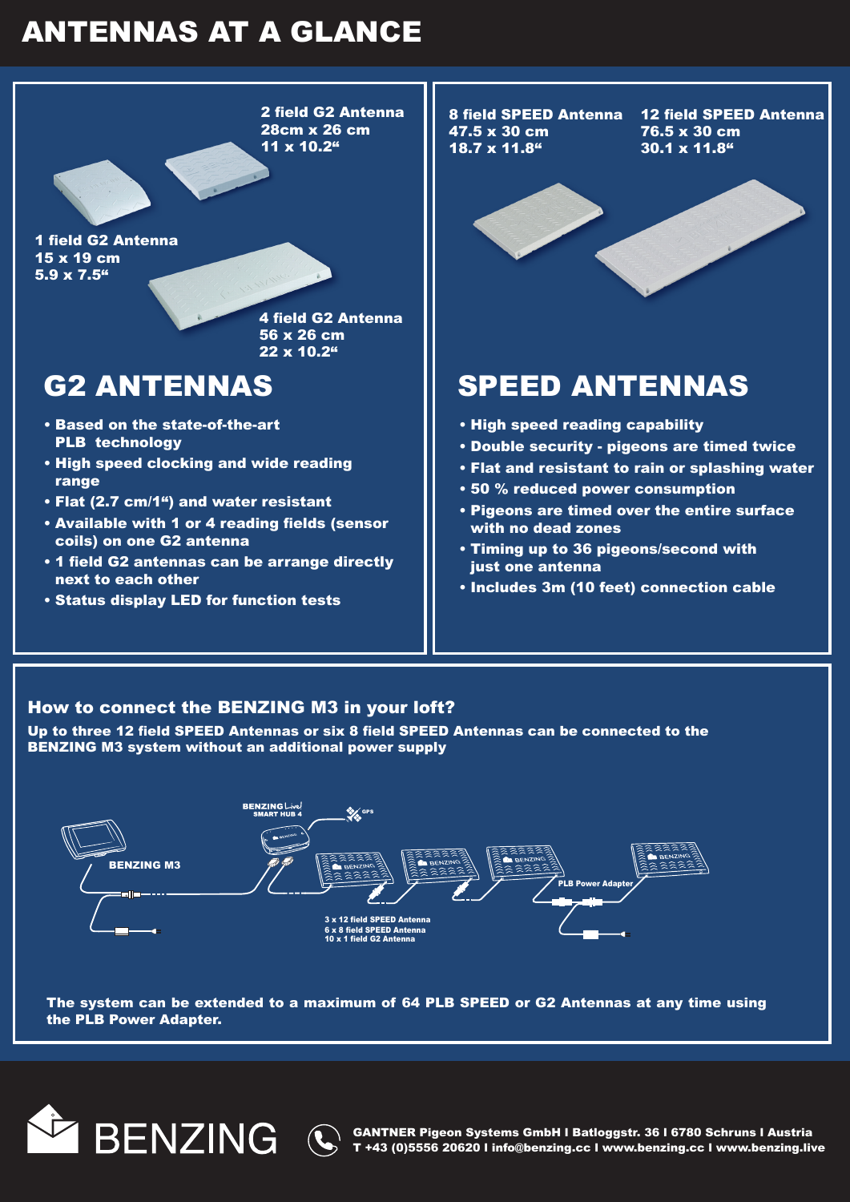# ANTENNAS AT A GLANCE

2 field G2 Antenna
28cm x 26 cm
11 x 10.2“

1 field G2 Antenna
15 x 19 cm
5.9 x 7.5“

4 field G2 Antenna
56 x 26 cm
22 x 10.2“

## G2 ANTENNAS

- Based on the state-of-the-art PLB technology
- High speed clocking and wide reading range
- Flat (2.7 cm/1“) and water resistant
- Available with 1 or 4 reading fields (sensor coils) on one G2 antenna
- 1 field G2 antennas can be arrange directly next to each other
- Status display LED for function tests

8 field SPEED Antenna
47.5 x 30 cm
18.7 x 11.8“

12 field SPEED Antenna
76.5 x 30 cm
30.1 x 11.8“

## SPEED ANTENNAS

- High speed reading capability
- Double security - pigeons are timed twice
- Flat and resistant to rain or splashing water
- 50 % reduced power consumption
- Pigeons are timed over the entire surface with no dead zones
- Timing up to 36 pigeons/second with just one antenna
- Includes 3m (10 feet) connection cable

### How to connect the BENZING M3 in your loft?

**Up to three 12 field SPEED Antennas or six 8 field SPEED Antennas can be connected to the BENZING M3 system without an additional power supply**

BENZING Live! SMART HUB 4

GPS

BENZING M3

PLB Power Adapter

3 x 12 field SPEED Antenna
6 x 8 field SPEED Antenna
10 x 1 field G2 Antenna

**The system can be extended to a maximum of 64 PLB SPEED or G2 Antennas at any time using the PLB Power Adapter.**

BENZING

GANTNER Pigeon Systems GmbH I Batloggstr. 36 I 6780 Schruns I Austria
T +43 (0)5556 20620 I info@benzing.cc I www.benzing.cc I www.benzing.live